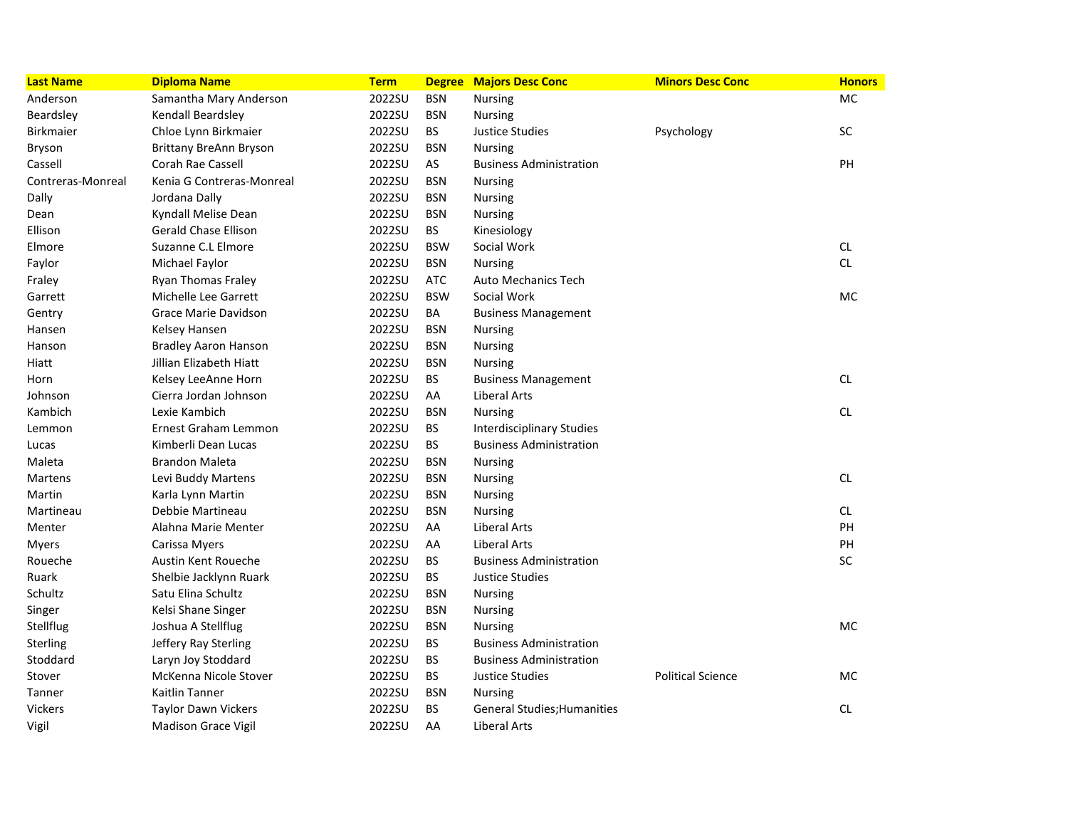| Last Name | Diploma Name | Term | Degree | Majors Desc Conc | Minors Desc Conc | Honors |
|---|---|---|---|---|---|---|
| Anderson | Samantha Mary Anderson | 2022SU | BSN | Nursing | | MC |
| Beardsley | Kendall Beardsley | 2022SU | BSN | Nursing | | |
| Birkmaier | Chloe Lynn Birkmaier | 2022SU | BS | Justice Studies | Psychology | SC |
| Bryson | Brittany BreAnn Bryson | 2022SU | BSN | Nursing | | |
| Cassell | Corah Rae Cassell | 2022SU | AS | Business Administration | | PH |
| Contreras-Monreal | Kenia G Contreras-Monreal | 2022SU | BSN | Nursing | | |
| Dally | Jordana Dally | 2022SU | BSN | Nursing | | |
| Dean | Kyndall Melise Dean | 2022SU | BSN | Nursing | | |
| Ellison | Gerald Chase Ellison | 2022SU | BS | Kinesiology | | |
| Elmore | Suzanne C.L Elmore | 2022SU | BSW | Social Work | | CL |
| Faylor | Michael Faylor | 2022SU | BSN | Nursing | | CL |
| Fraley | Ryan Thomas Fraley | 2022SU | ATC | Auto Mechanics Tech | | |
| Garrett | Michelle Lee Garrett | 2022SU | BSW | Social Work | | MC |
| Gentry | Grace Marie Davidson | 2022SU | BA | Business Management | | |
| Hansen | Kelsey Hansen | 2022SU | BSN | Nursing | | |
| Hanson | Bradley Aaron Hanson | 2022SU | BSN | Nursing | | |
| Hiatt | Jillian Elizabeth Hiatt | 2022SU | BSN | Nursing | | |
| Horn | Kelsey LeeAnne Horn | 2022SU | BS | Business Management | | CL |
| Johnson | Cierra Jordan Johnson | 2022SU | AA | Liberal Arts | | |
| Kambich | Lexie Kambich | 2022SU | BSN | Nursing | | CL |
| Lemmon | Ernest Graham Lemmon | 2022SU | BS | Interdisciplinary Studies | | |
| Lucas | Kimberli Dean Lucas | 2022SU | BS | Business Administration | | |
| Maleta | Brandon Maleta | 2022SU | BSN | Nursing | | |
| Martens | Levi Buddy Martens | 2022SU | BSN | Nursing | | CL |
| Martin | Karla Lynn Martin | 2022SU | BSN | Nursing | | |
| Martineau | Debbie Martineau | 2022SU | BSN | Nursing | | CL |
| Menter | Alahna Marie Menter | 2022SU | AA | Liberal Arts | | PH |
| Myers | Carissa Myers | 2022SU | AA | Liberal Arts | | PH |
| Roueche | Austin Kent Roueche | 2022SU | BS | Business Administration | | SC |
| Ruark | Shelbie Jacklynn Ruark | 2022SU | BS | Justice Studies | | |
| Schultz | Satu Elina Schultz | 2022SU | BSN | Nursing | | |
| Singer | Kelsi Shane Singer | 2022SU | BSN | Nursing | | |
| Stellflug | Joshua A Stellflug | 2022SU | BSN | Nursing | | MC |
| Sterling | Jeffery Ray Sterling | 2022SU | BS | Business Administration | | |
| Stoddard | Laryn Joy Stoddard | 2022SU | BS | Business Administration | | |
| Stover | McKenna Nicole Stover | 2022SU | BS | Justice Studies | Political Science | MC |
| Tanner | Kaitlin Tanner | 2022SU | BSN | Nursing | | |
| Vickers | Taylor Dawn Vickers | 2022SU | BS | General Studies;Humanities | | CL |
| Vigil | Madison Grace Vigil | 2022SU | AA | Liberal Arts | | |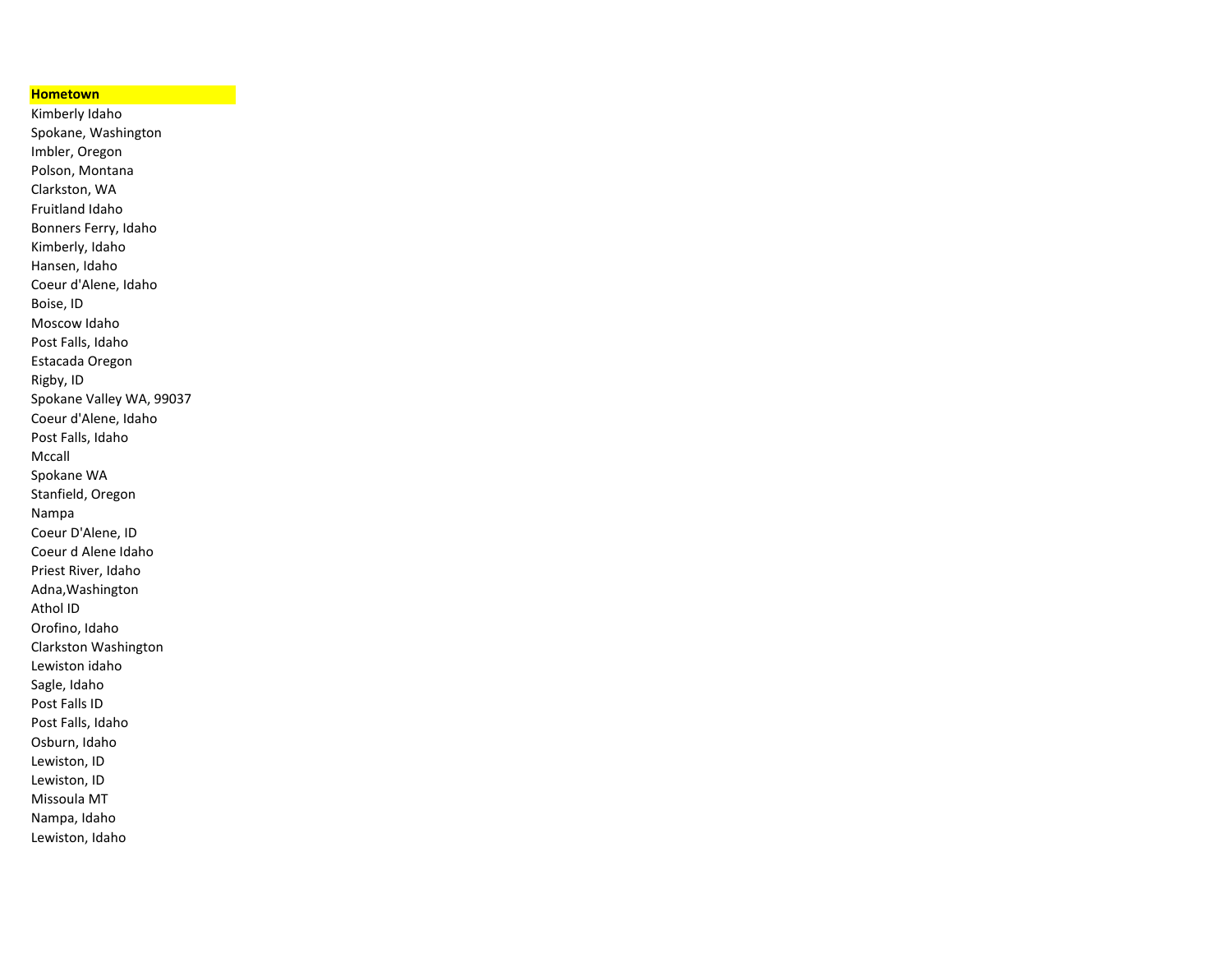| Hometown |
| --- |
| Kimberly Idaho |
| Spokane, Washington |
| Imbler, Oregon |
| Polson, Montana |
| Clarkston, WA |
| Fruitland Idaho |
| Bonners Ferry, Idaho |
| Kimberly, Idaho |
| Hansen, Idaho |
| Coeur d'Alene, Idaho |
| Boise, ID |
| Moscow Idaho |
| Post Falls, Idaho |
| Estacada Oregon |
| Rigby, ID |
| Spokane Valley WA, 99037 |
| Coeur d'Alene, Idaho |
| Post Falls, Idaho |
| Mccall |
| Spokane WA |
| Stanfield, Oregon |
| Nampa |
| Coeur D'Alene, ID |
| Coeur d Alene Idaho |
| Priest River, Idaho |
| Adna,Washington |
| Athol ID |
| Orofino, Idaho |
| Clarkston Washington |
| Lewiston idaho |
| Sagle, Idaho |
| Post Falls ID |
| Post Falls, Idaho |
| Osburn, Idaho |
| Lewiston, ID |
| Lewiston, ID |
| Missoula MT |
| Nampa, Idaho |
| Lewiston, Idaho |